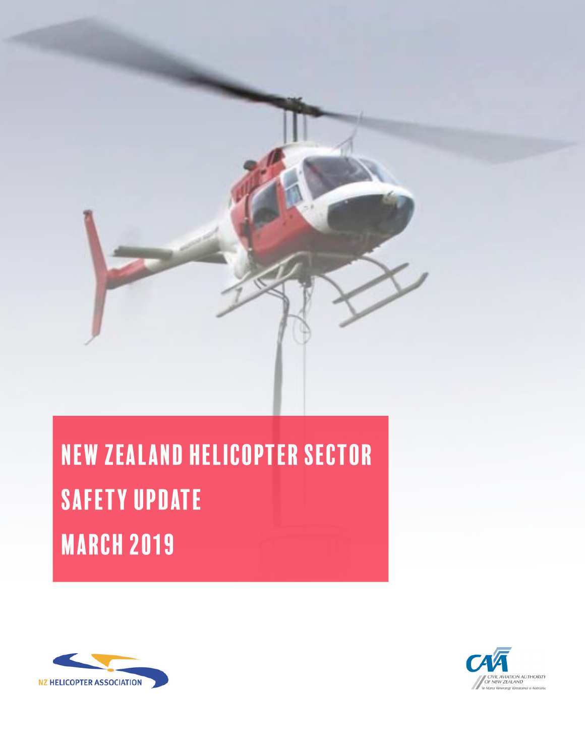# NEW ZEALAND HELICOPTER SECTOR SAFETY UPDATE MARCH 2019

NZ HELICOPTER ASSOCIATION

CIVIL AVIATION AUTHORITY OF NEW ZEALAND

Te Mana Rererangi Tūmatanui o Aotearoa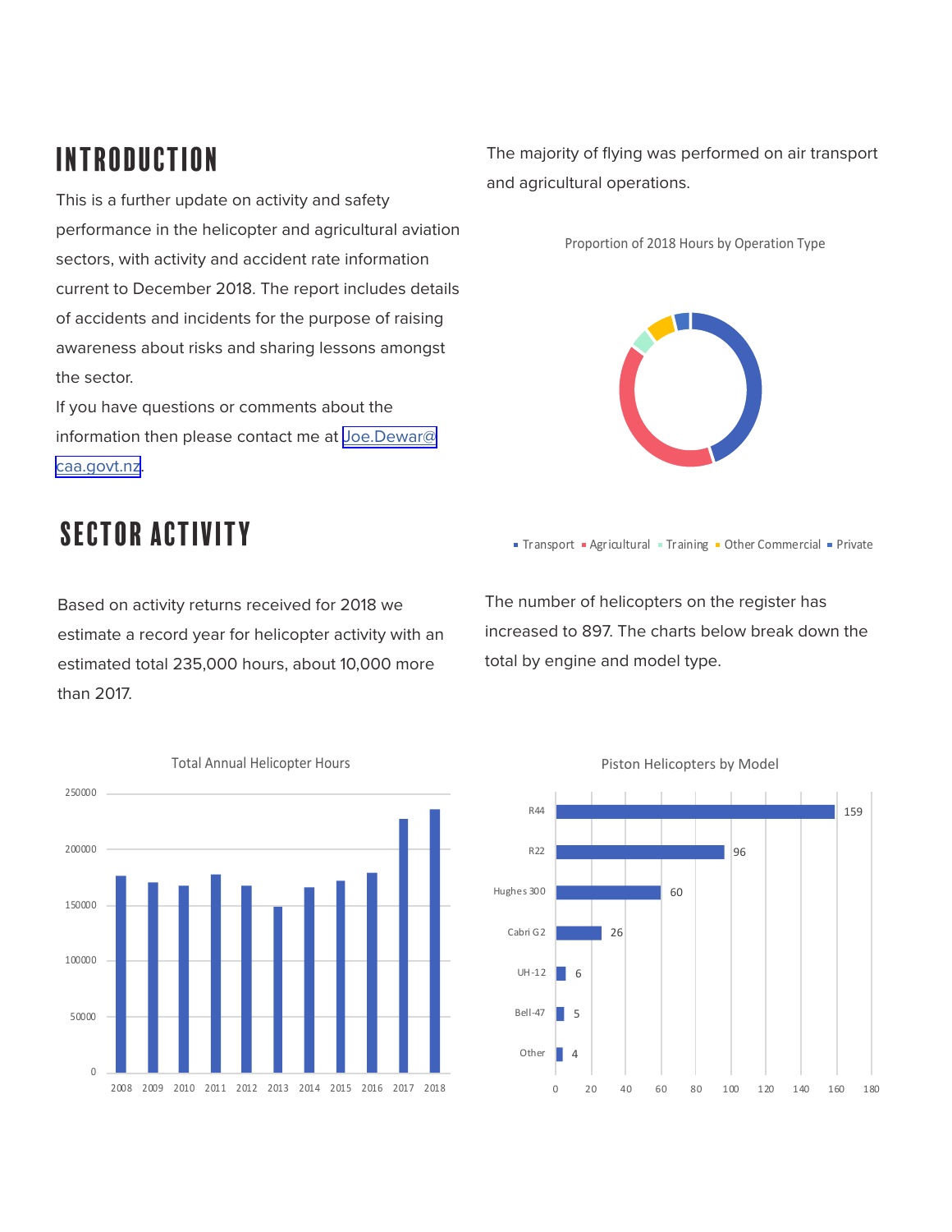## INTRODUCTION

This is a further update on activity and safety performance in the helicopter and agricultural aviation sectors, with activity and accident rate information current to December 2018. The report includes details of accidents and incidents for the purpose of raising awareness about risks and sharing lessons amongst the sector.

If you have questions or comments about the information then please contact me at Joe.Dewar@caa.govt.nz.

The majority of flying was performed on air transport and agricultural operations.

Proportion of 2018 Hours by Operation Type

Transport, Agricultural, Training, Other Commercial, Private

## SECTOR ACTIVITY

Based on activity returns received for 2018 we estimate a record year for helicopter activity with an estimated total 235,000 hours, about 10,000 more than 2017.

The number of helicopters on the register has increased to 897. The charts below break down the total by engine and model type.

Total Annual Helicopter Hours

Piston Helicopters by Model

| Model | Count |
|---|---|
| R44 | 159 |
| R22 | 96 |
| Hughes 300 | 60 |
| Cabri G2 | 26 |
| UH-12 | 6 |
| Bell-47 | 5 |
| Other | 4 |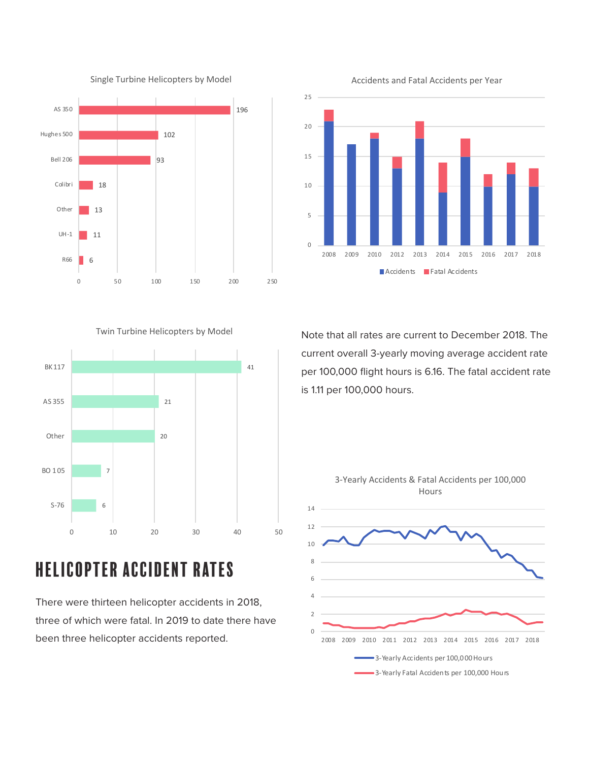Single Turbine Helicopters by Model

| Model | Count |
|---|---|
| AS 350 | 196 |
| Hughes 500 | 102 |
| Bell 206 | 93 |
| Colibri | 18 |
| Other | 13 |
| UH-1 | 11 |
| R66 | 6 |

Accidents and Fatal Accidents per Year

Accidents / Fatal Accidents

Twin Turbine Helicopters by Model

| Model | Count |
|---|---|
| BK 117 | 41 |
| AS 355 | 21 |
| Other | 20 |
| BO 105 | 7 |
| S-76 | 6 |

Note that all rates are current to December 2018. The current overall 3-yearly moving average accident rate per 100,000 flight hours is 6.16. The fatal accident rate is 1.11 per 100,000 hours.

3-Yearly Accidents & Fatal Accidents per 100,000 Hours

3-Yearly Accidents per 100,000 Hours / 3-Yearly Fatal Accidents per 100,000 Hours

# HELICOPTER ACCIDENT RATES

There were thirteen helicopter accidents in 2018, three of which were fatal. In 2019 to date there have been three helicopter accidents reported.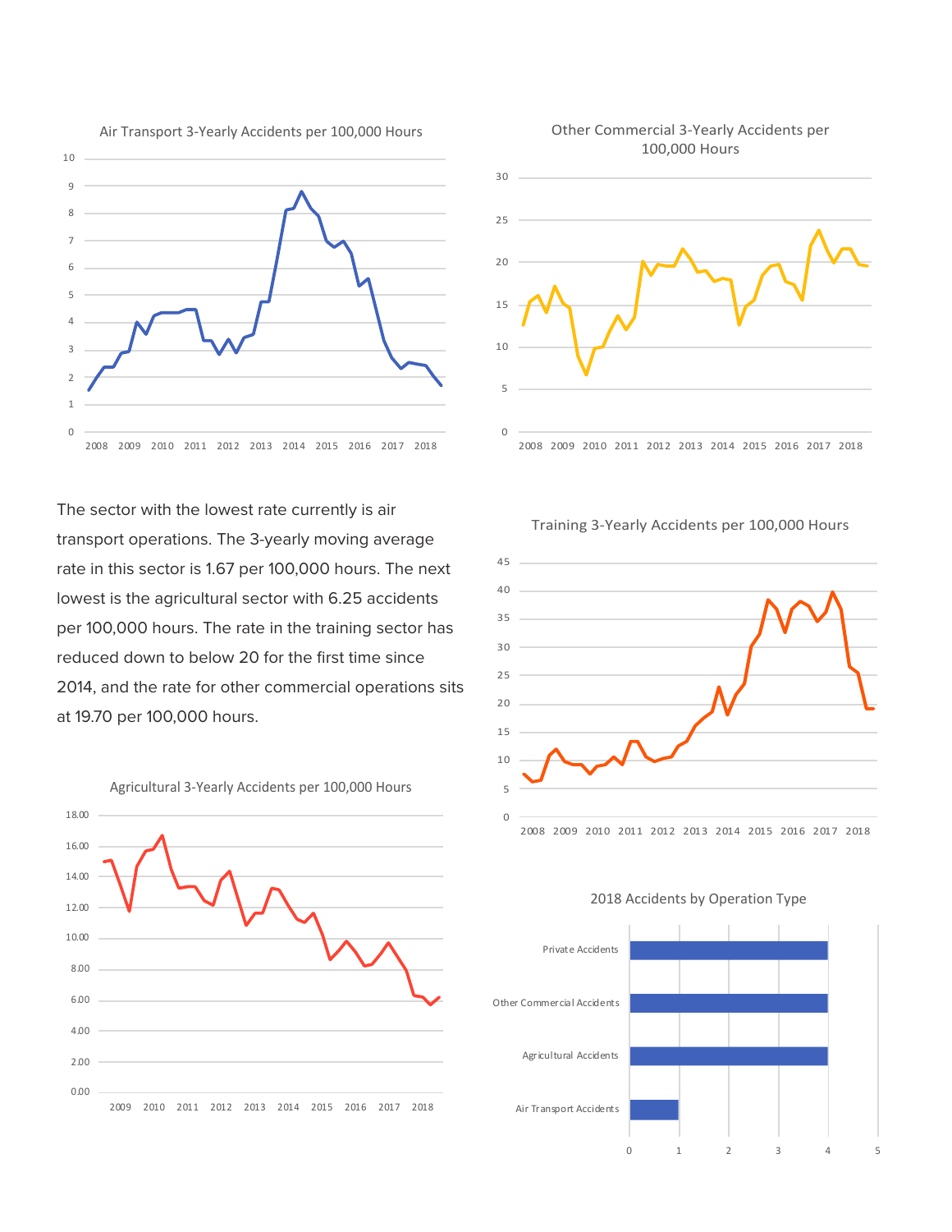Air Transport 3-Yearly Accidents per 100,000 Hours

Other Commercial 3-Yearly Accidents per 100,000 Hours

The sector with the lowest rate currently is air transport operations. The 3-yearly moving average rate in this sector is 1.67 per 100,000 hours. The next lowest is the agricultural sector with 6.25 accidents per 100,000 hours. The rate in the training sector has reduced down to below 20 for the first time since 2014, and the rate for other commercial operations sits at 19.70 per 100,000 hours.

Training 3-Yearly Accidents per 100,000 Hours

Agricultural 3-Yearly Accidents per 100,000 Hours

2018 Accidents by Operation Type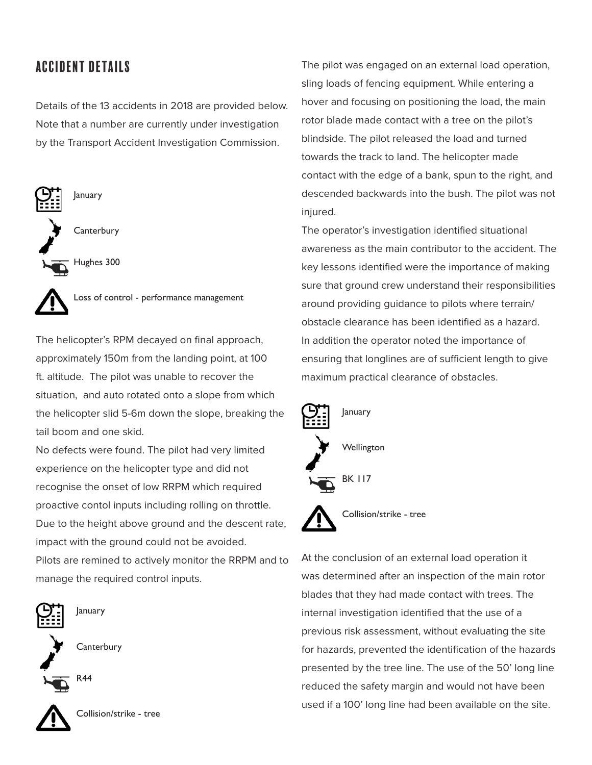## ACCIDENT DETAILS

Details of the 13 accidents in 2018 are provided below. Note that a number are currently under investigation by the Transport Accident Investigation Commission.

January

Canterbury

Hughes 300

Loss of control - performance management

The helicopter's RPM decayed on final approach, approximately 150m from the landing point, at 100 ft. altitude. The pilot was unable to recover the situation, and auto rotated onto a slope from which the helicopter slid 5-6m down the slope, breaking the tail boom and one skid.

No defects were found. The pilot had very limited experience on the helicopter type and did not recognise the onset of low RRPM which required proactive contol inputs including rolling on throttle. Due to the height above ground and the descent rate, impact with the ground could not be avoided.

Pilots are remined to actively monitor the RRPM and to manage the required control inputs.

January

Canterbury

R44

Collision/strike - tree

The pilot was engaged on an external load operation, sling loads of fencing equipment. While entering a hover and focusing on positioning the load, the main rotor blade made contact with a tree on the pilot's blindside. The pilot released the load and turned towards the track to land. The helicopter made contact with the edge of a bank, spun to the right, and descended backwards into the bush. The pilot was not injured.

The operator's investigation identified situational awareness as the main contributor to the accident. The key lessons identified were the importance of making sure that ground crew understand their responsibilities around providing guidance to pilots where terrain/obstacle clearance has been identified as a hazard.

In addition the operator noted the importance of ensuring that longlines are of sufficient length to give maximum practical clearance of obstacles.

January

Wellington

BK 117

Collision/strike - tree

At the conclusion of an external load operation it was determined after an inspection of the main rotor blades that they had made contact with trees. The internal investigation identified that the use of a previous risk assessment, without evaluating the site for hazards, prevented the identification of the hazards presented by the tree line. The use of the 50' long line reduced the safety margin and would not have been used if a 100' long line had been available on the site.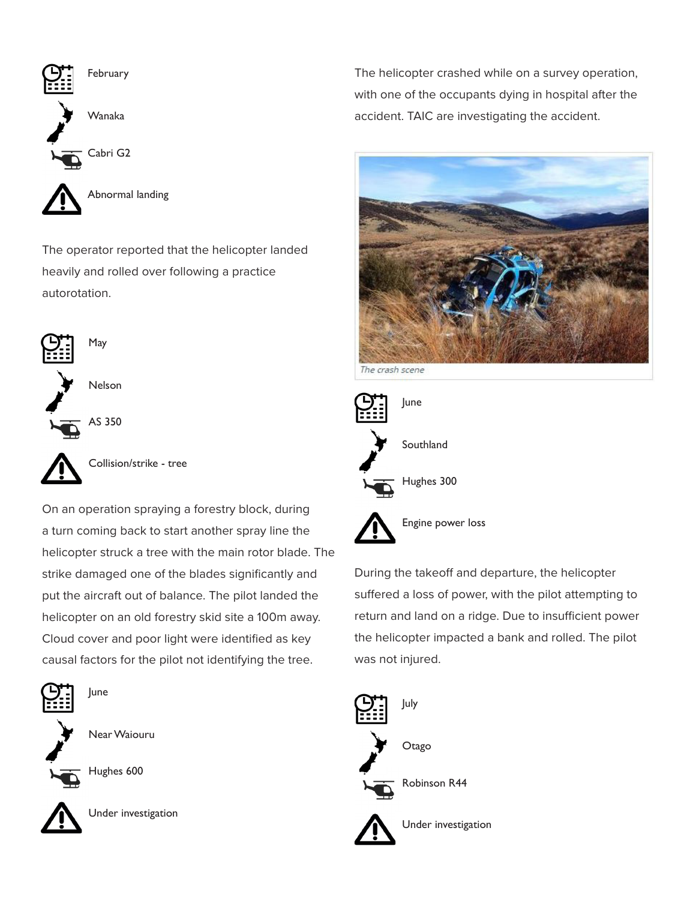February

Wanaka

Cabri G2

Abnormal landing

The operator reported that the helicopter landed heavily and rolled over following a practice autorotation.

May

Nelson

AS 350

Collision/strike - tree

On an operation spraying a forestry block, during a turn coming back to start another spray line the helicopter struck a tree with the main rotor blade. The strike damaged one of the blades significantly and put the aircraft out of balance. The pilot landed the helicopter on an old forestry skid site a 100m away. Cloud cover and poor light were identified as key causal factors for the pilot not identifying the tree.

June

Near Waiouru

Hughes 600

Under investigation

The helicopter crashed while on a survey operation, with one of the occupants dying in hospital after the accident. TAIC are investigating the accident.

*The crash scene*

June

Southland

Hughes 300

Engine power loss

During the takeoff and departure, the helicopter suffered a loss of power, with the pilot attempting to return and land on a ridge. Due to insufficient power the helicopter impacted a bank and rolled. The pilot was not injured.

July

Otago

Robinson R44

Under investigation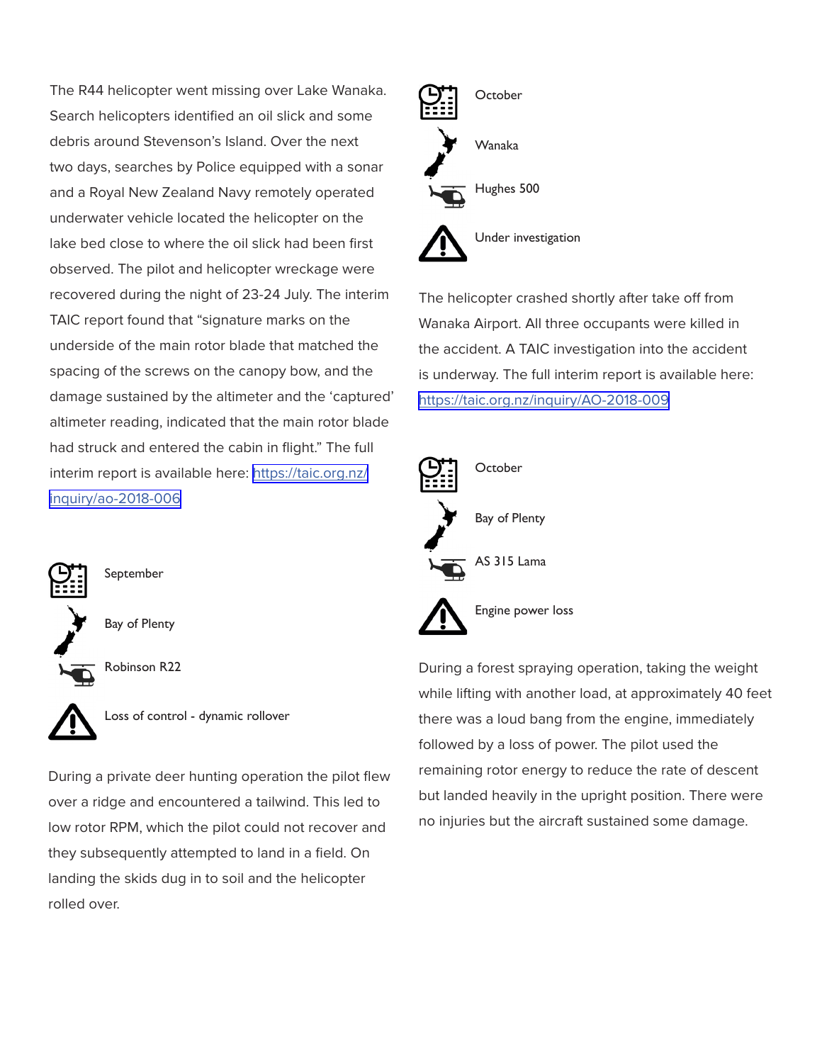The R44 helicopter went missing over Lake Wanaka. Search helicopters identified an oil slick and some debris around Stevenson's Island. Over the next two days, searches by Police equipped with a sonar and a Royal New Zealand Navy remotely operated underwater vehicle located the helicopter on the lake bed close to where the oil slick had been first observed. The pilot and helicopter wreckage were recovered during the night of 23-24 July. The interim TAIC report found that "signature marks on the underside of the main rotor blade that matched the spacing of the screws on the canopy bow, and the damage sustained by the altimeter and the 'captured' altimeter reading, indicated that the main rotor blade had struck and entered the cabin in flight." The full interim report is available here: https://taic.org.nz/inquiry/ao-2018-006

September

Bay of Plenty

Robinson R22

Loss of control - dynamic rollover

During a private deer hunting operation the pilot flew over a ridge and encountered a tailwind. This led to low rotor RPM, which the pilot could not recover and they subsequently attempted to land in a field. On landing the skids dug in to soil and the helicopter rolled over.

October

Wanaka

Hughes 500

Under investigation

The helicopter crashed shortly after take off from Wanaka Airport. All three occupants were killed in the accident. A TAIC investigation into the accident is underway. The full interim report is available here: https://taic.org.nz/inquiry/AO-2018-009

October

Bay of Plenty

AS 315 Lama

Engine power loss

During a forest spraying operation, taking the weight while lifting with another load, at approximately 40 feet there was a loud bang from the engine, immediately followed by a loss of power. The pilot used the remaining rotor energy to reduce the rate of descent but landed heavily in the upright position. There were no injuries but the aircraft sustained some damage.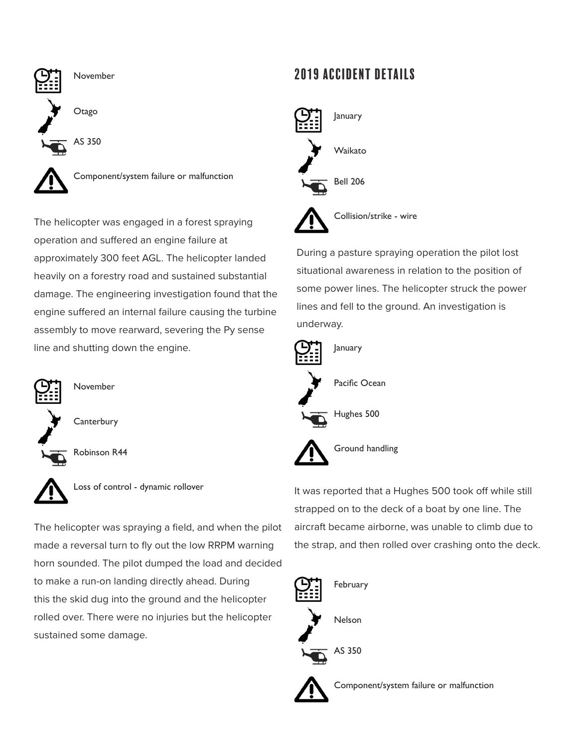November

Otago

AS 350

Component/system failure or malfunction

The helicopter was engaged in a forest spraying operation and suffered an engine failure at approximately 300 feet AGL. The helicopter landed heavily on a forestry road and sustained substantial damage. The engineering investigation found that the engine suffered an internal failure causing the turbine assembly to move rearward, severing the Py sense line and shutting down the engine.

November

Canterbury

Robinson R44

Loss of control - dynamic rollover

The helicopter was spraying a field, and when the pilot made a reversal turn to fly out the low RRPM warning horn sounded. The pilot dumped the load and decided to make a run-on landing directly ahead. During this the skid dug into the ground and the helicopter rolled over. There were no injuries but the helicopter sustained some damage.

## 2019 ACCIDENT DETAILS

January

Waikato

Bell 206

Collision/strike - wire

During a pasture spraying operation the pilot lost situational awareness in relation to the position of some power lines. The helicopter struck the power lines and fell to the ground. An investigation is underway.

January

Pacific Ocean

Hughes 500

Ground handling

It was reported that a Hughes 500 took off while still strapped on to the deck of a boat by one line. The aircraft became airborne, was unable to climb due to the strap, and then rolled over crashing onto the deck.

February

Nelson

AS 350

Component/system failure or malfunction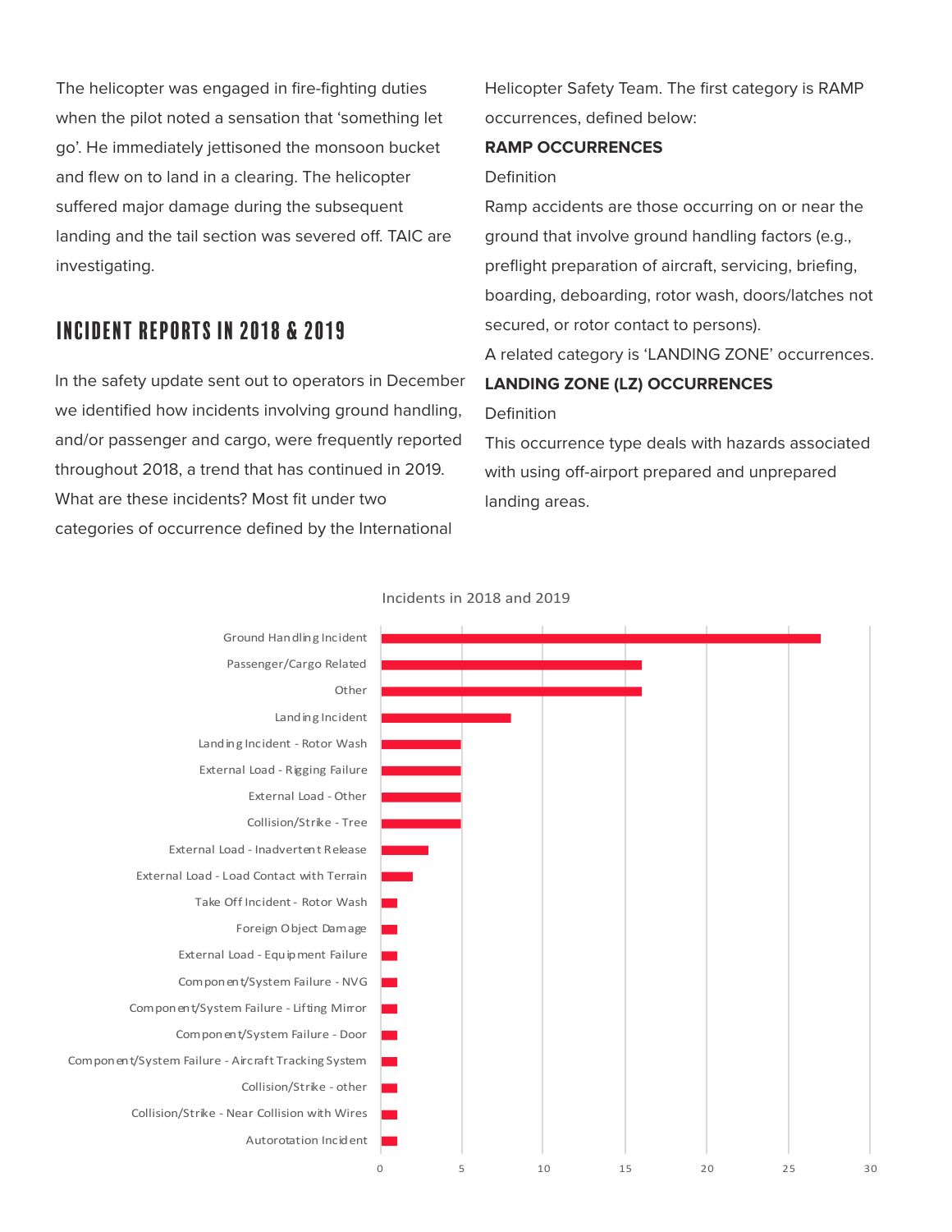The helicopter was engaged in fire-fighting duties when the pilot noted a sensation that 'something let go'. He immediately jettisoned the monsoon bucket and flew on to land in a clearing. The helicopter suffered major damage during the subsequent landing and the tail section was severed off. TAIC are investigating.

## INCIDENT REPORTS IN 2018 & 2019

In the safety update sent out to operators in December we identified how incidents involving ground handling, and/or passenger and cargo, were frequently reported throughout 2018, a trend that has continued in 2019. What are these incidents? Most fit under two categories of occurrence defined by the International Helicopter Safety Team. The first category is RAMP occurrences, defined below:

**RAMP OCCURRENCES**

Definition

Ramp accidents are those occurring on or near the ground that involve ground handling factors (e.g., preflight preparation of aircraft, servicing, briefing, boarding, deboarding, rotor wash, doors/latches not secured, or rotor contact to persons).

A related category is 'LANDING ZONE' occurrences.

**LANDING ZONE (LZ) OCCURRENCES**

Definition

This occurrence type deals with hazards associated with using off-airport prepared and unprepared landing areas.

Incidents in 2018 and 2019

| Incident type | Count |
|---|---|
| Ground Handling Incident | 27 |
| Passenger/Cargo Related | 16 |
| Other | 16 |
| Landing Incident | 8 |
| Landing Incident - Rotor Wash | 5 |
| External Load - Rigging Failure | 5 |
| External Load - Other | 5 |
| Collision/Strike - Tree | 5 |
| External Load - Inadvertent Release | 3 |
| External Load - Load Contact with Terrain | 2 |
| Take Off Incident - Rotor Wash | 1 |
| Foreign Object Damage | 1 |
| External Load - Equipment Failure | 1 |
| Component/System Failure - NVG | 1 |
| Component/System Failure - Lifting Mirror | 1 |
| Component/System Failure - Door | 1 |
| Component/System Failure - Aircraft Tracking System | 1 |
| Collision/Strike - other | 1 |
| Collision/Strike - Near Collision with Wires | 1 |
| Autorotation Incident | 1 |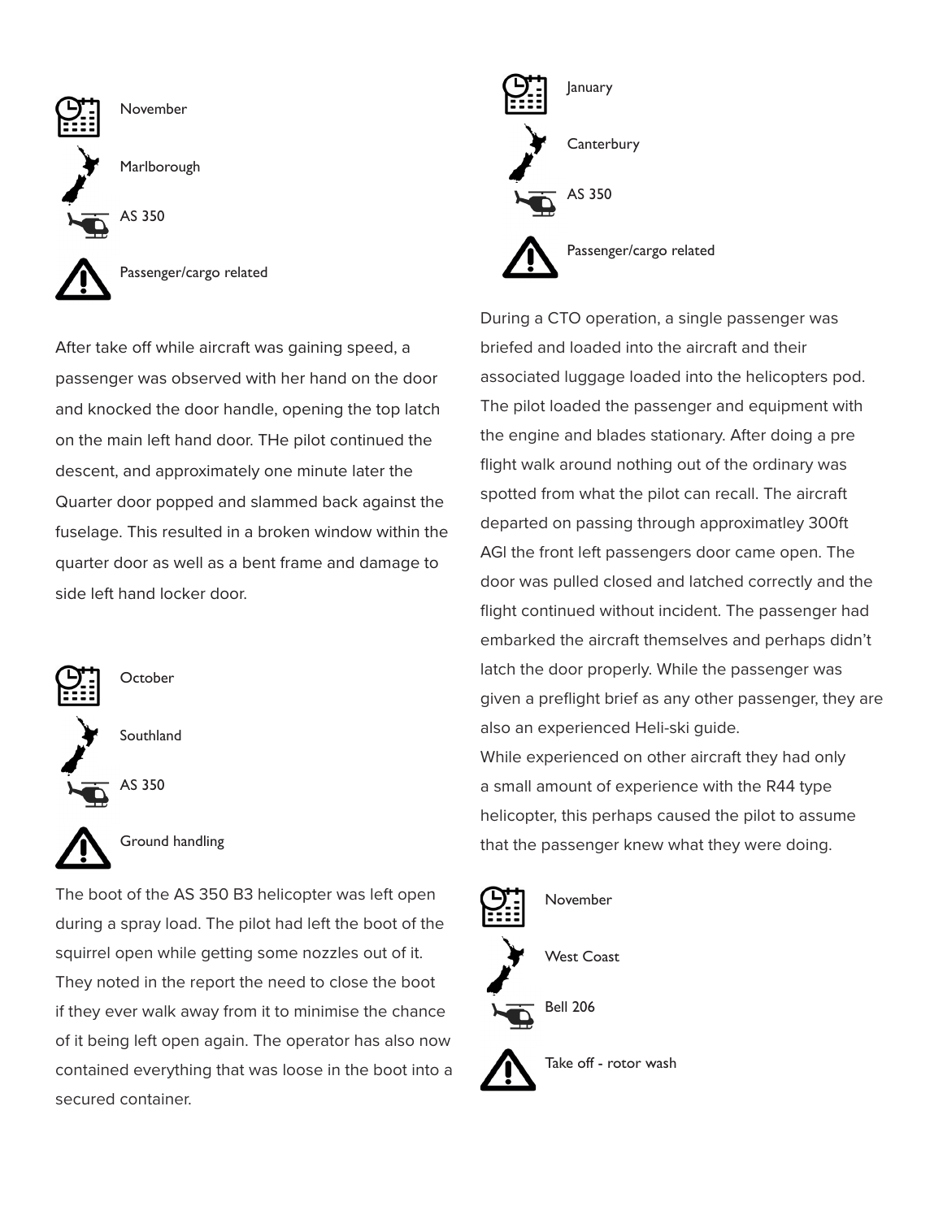November

Marlborough

AS 350

Passenger/cargo related

After take off while aircraft was gaining speed, a passenger was observed with her hand on the door and knocked the door handle, opening the top latch on the main left hand door. THe pilot continued the descent, and approximately one minute later the Quarter door popped and slammed back against the fuselage. This resulted in a broken window within the quarter door as well as a bent frame and damage to side left hand locker door.

October

Southland

AS 350

Ground handling

The boot of the AS 350 B3 helicopter was left open during a spray load. The pilot had left the boot of the squirrel open while getting some nozzles out of it. They noted in the report the need to close the boot if they ever walk away from it to minimise the chance of it being left open again. The operator has also now contained everything that was loose in the boot into a secured container.

January

Canterbury

AS 350

Passenger/cargo related

During a CTO operation, a single passenger was briefed and loaded into the aircraft and their associated luggage loaded into the helicopters pod. The pilot loaded the passenger and equipment with the engine and blades stationary. After doing a pre flight walk around nothing out of the ordinary was spotted from what the pilot can recall. The aircraft departed on passing through approximatley 300ft AGl the front left passengers door came open. The door was pulled closed and latched correctly and the flight continued without incident. The passenger had embarked the aircraft themselves and perhaps didn't latch the door properly. While the passenger was given a preflight brief as any other passenger, they are also an experienced Heli-ski guide.
While experienced on other aircraft they had only a small amount of experience with the R44 type helicopter, this perhaps caused the pilot to assume that the passenger knew what they were doing.

November

West Coast

Bell 206

Take off - rotor wash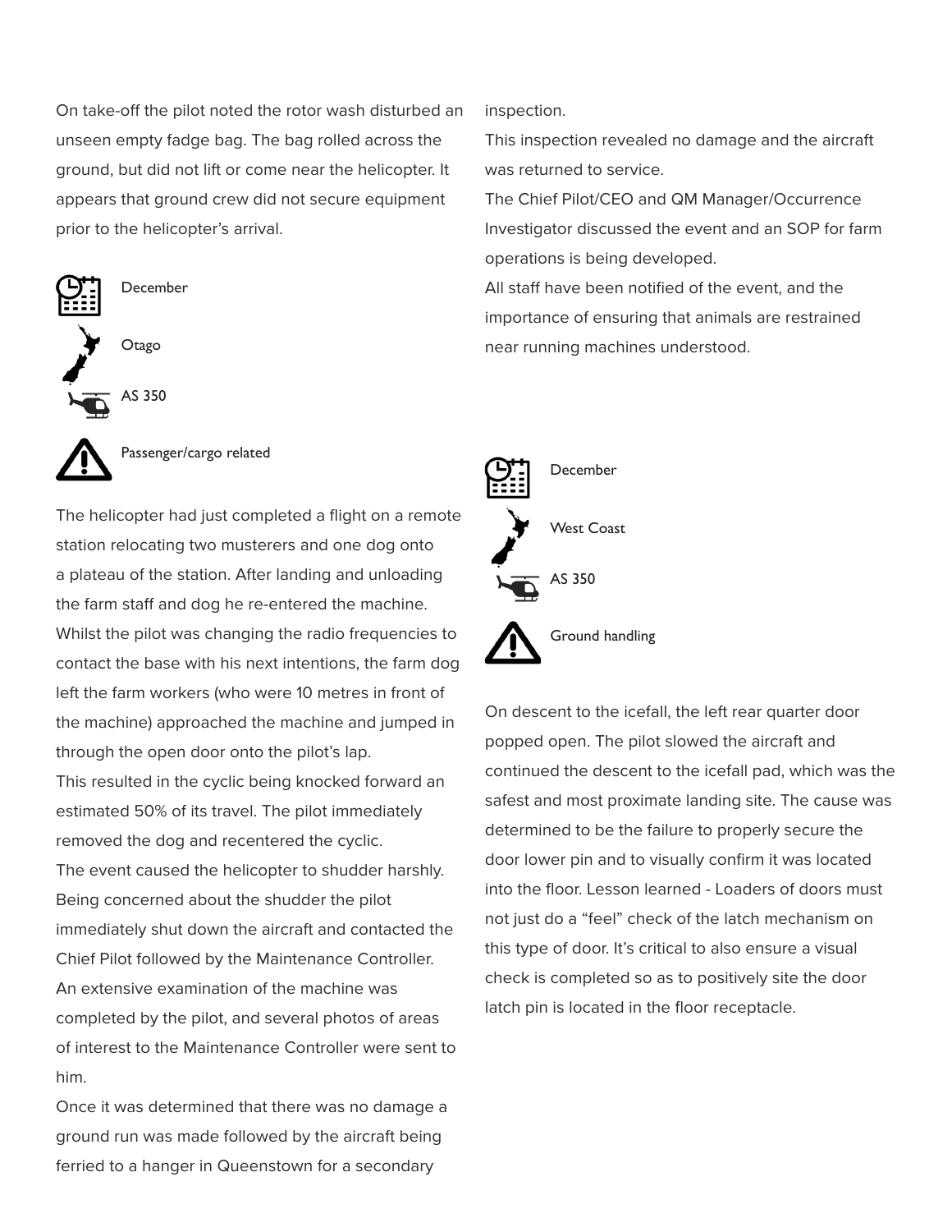On take-off the pilot noted the rotor wash disturbed an unseen empty fadge bag. The bag rolled across the ground, but did not lift or come near the helicopter. It appears that ground crew did not secure equipment prior to the helicopter's arrival.

December

Otago

AS 350

Passenger/cargo related

The helicopter had just completed a flight on a remote station relocating two musterers and one dog onto a plateau of the station. After landing and unloading the farm staff and dog he re-entered the machine. Whilst the pilot was changing the radio frequencies to contact the base with his next intentions, the farm dog left the farm workers (who were 10 metres in front of the machine) approached the machine and jumped in through the open door onto the pilot's lap.

This resulted in the cyclic being knocked forward an estimated 50% of its travel. The pilot immediately removed the dog and recentered the cyclic.

The event caused the helicopter to shudder harshly. Being concerned about the shudder the pilot immediately shut down the aircraft and contacted the Chief Pilot followed by the Maintenance Controller. An extensive examination of the machine was completed by the pilot, and several photos of areas of interest to the Maintenance Controller were sent to him.

Once it was determined that there was no damage a ground run was made followed by the aircraft being ferried to a hanger in Queenstown for a secondary inspection.

This inspection revealed no damage and the aircraft was returned to service.

The Chief Pilot/CEO and QM Manager/Occurrence Investigator discussed the event and an SOP for farm operations is being developed.

All staff have been notified of the event, and the importance of ensuring that animals are restrained near running machines understood.

December

West Coast

AS 350

Ground handling

On descent to the icefall, the left rear quarter door popped open. The pilot slowed the aircraft and continued the descent to the icefall pad, which was the safest and most proximate landing site. The cause was determined to be the failure to properly secure the door lower pin and to visually confirm it was located into the floor. Lesson learned - Loaders of doors must not just do a "feel" check of the latch mechanism on this type of door. It's critical to also ensure a visual check is completed so as to positively site the door latch pin is located in the floor receptacle.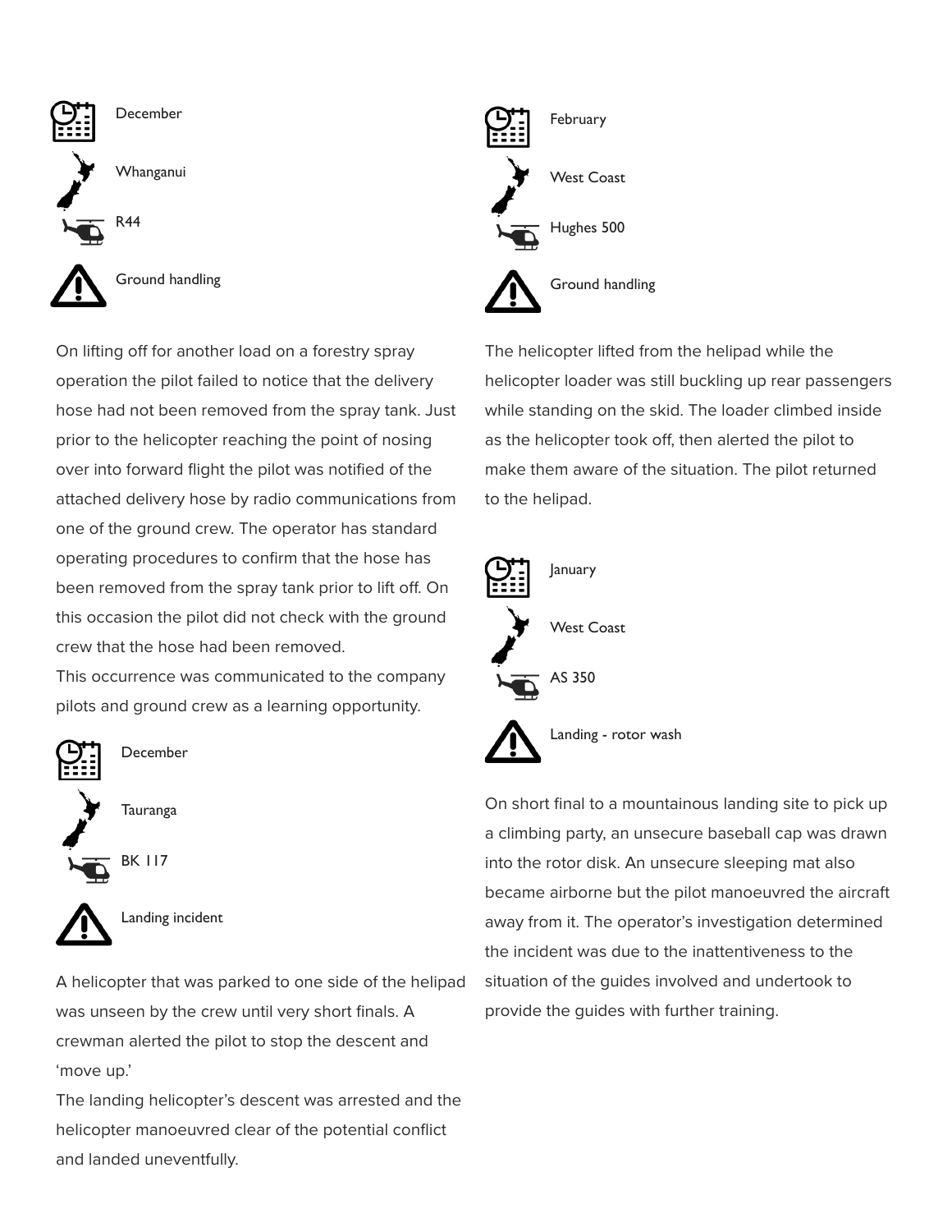December

Whanganui

R44

Ground handling

On lifting off for another load on a forestry spray operation the pilot failed to notice that the delivery hose had not been removed from the spray tank. Just prior to the helicopter reaching the point of nosing over into forward flight the pilot was notified of the attached delivery hose by radio communications from one of the ground crew. The operator has standard operating procedures to confirm that the hose has been removed from the spray tank prior to lift off. On this occasion the pilot did not check with the ground crew that the hose had been removed.
This occurrence was communicated to the company pilots and ground crew as a learning opportunity.

December

Tauranga

BK 117

Landing incident

A helicopter that was parked to one side of the helipad was unseen by the crew until very short finals. A crewman alerted the pilot to stop the descent and 'move up.'
The landing helicopter's descent was arrested and the helicopter manoeuvred clear of the potential conflict and landed uneventfully.

February

West Coast

Hughes 500

Ground handling

The helicopter lifted from the helipad while the helicopter loader was still buckling up rear passengers while standing on the skid. The loader climbed inside as the helicopter took off, then alerted the pilot to make them aware of the situation. The pilot returned to the helipad.

January

West Coast

AS 350

Landing - rotor wash

On short final to a mountainous landing site to pick up a climbing party, an unsecure baseball cap was drawn into the rotor disk. An unsecure sleeping mat also became airborne but the pilot manoeuvred the aircraft away from it. The operator's investigation determined the incident was due to the inattentiveness to the situation of the guides involved and undertook to provide the guides with further training.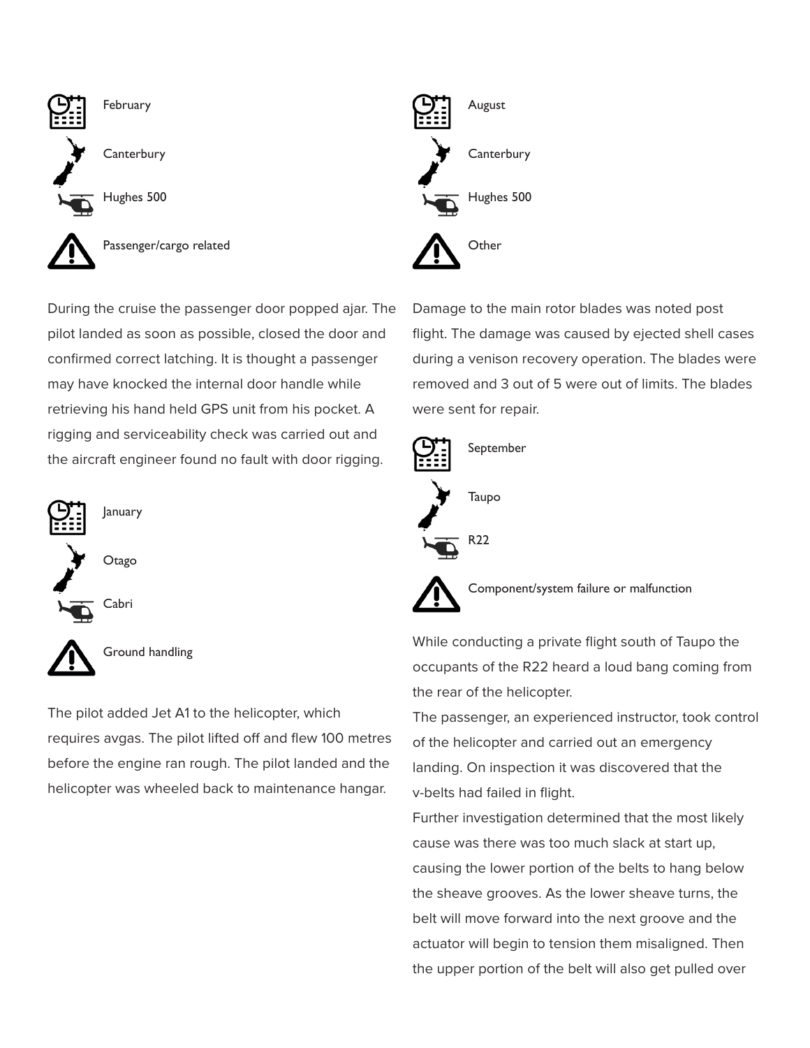February

Canterbury

Hughes 500

Passenger/cargo related

During the cruise the passenger door popped ajar. The pilot landed as soon as possible, closed the door and confirmed correct latching. It is thought a passenger may have knocked the internal door handle while retrieving his hand held GPS unit from his pocket. A rigging and serviceability check was carried out and the aircraft engineer found no fault with door rigging.

January

Otago

Cabri

Ground handling

The pilot added Jet A1 to the helicopter, which requires avgas. The pilot lifted off and flew 100 metres before the engine ran rough. The pilot landed and the helicopter was wheeled back to maintenance hangar.

August

Canterbury

Hughes 500

Other

Damage to the main rotor blades was noted post flight. The damage was caused by ejected shell cases during a venison recovery operation. The blades were removed and 3 out of 5 were out of limits. The blades were sent for repair.

September

Taupo

R22

Component/system failure or malfunction

While conducting a private flight south of Taupo the occupants of the R22 heard a loud bang coming from the rear of the helicopter.

The passenger, an experienced instructor, took control of the helicopter and carried out an emergency landing. On inspection it was discovered that the v-belts had failed in flight.

Further investigation determined that the most likely cause was there was too much slack at start up, causing the lower portion of the belts to hang below the sheave grooves. As the lower sheave turns, the belt will move forward into the next groove and the actuator will begin to tension them misaligned. Then the upper portion of the belt will also get pulled over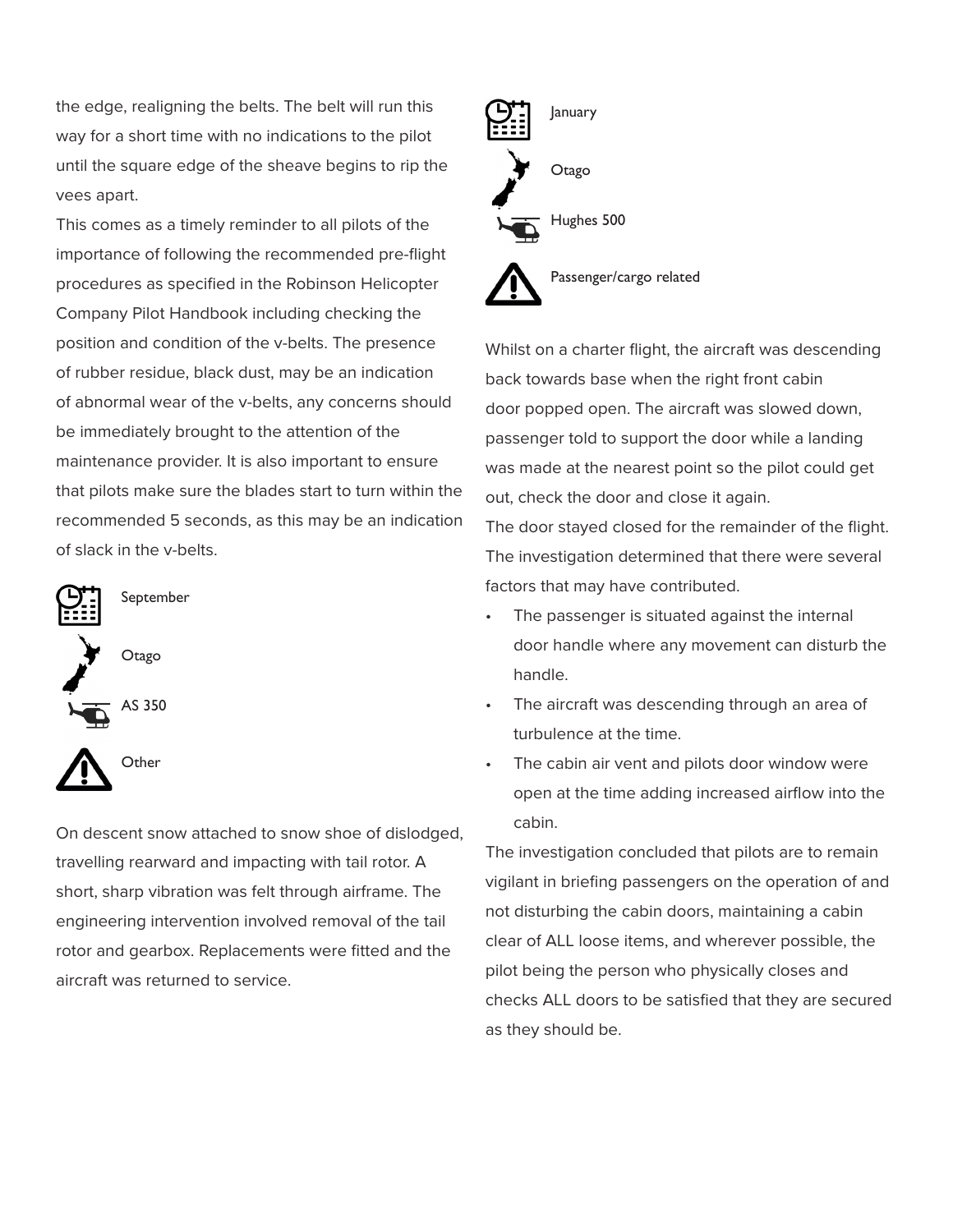the edge, realigning the belts. The belt will run this way for a short time with no indications to the pilot until the square edge of the sheave begins to rip the vees apart.

This comes as a timely reminder to all pilots of the importance of following the recommended pre-flight procedures as specified in the Robinson Helicopter Company Pilot Handbook including checking the position and condition of the v-belts. The presence of rubber residue, black dust, may be an indication of abnormal wear of the v-belts, any concerns should be immediately brought to the attention of the maintenance provider. It is also important to ensure that pilots make sure the blades start to turn within the recommended 5 seconds, as this may be an indication of slack in the v-belts.

September

Otago

AS 350

Other

On descent snow attached to snow shoe of dislodged, travelling rearward and impacting with tail rotor. A short, sharp vibration was felt through airframe. The engineering intervention involved removal of the tail rotor and gearbox. Replacements were fitted and the aircraft was returned to service.

January

Otago

Hughes 500

Passenger/cargo related

Whilst on a charter flight, the aircraft was descending back towards base when the right front cabin door popped open. The aircraft was slowed down, passenger told to support the door while a landing was made at the nearest point so the pilot could get out, check the door and close it again.

The door stayed closed for the remainder of the flight. The investigation determined that there were several factors that may have contributed.

- The passenger is situated against the internal door handle where any movement can disturb the handle.
- The aircraft was descending through an area of turbulence at the time.
- The cabin air vent and pilots door window were open at the time adding increased airflow into the cabin.

The investigation concluded that pilots are to remain vigilant in briefing passengers on the operation of and not disturbing the cabin doors, maintaining a cabin clear of ALL loose items, and wherever possible, the pilot being the person who physically closes and checks ALL doors to be satisfied that they are secured as they should be.